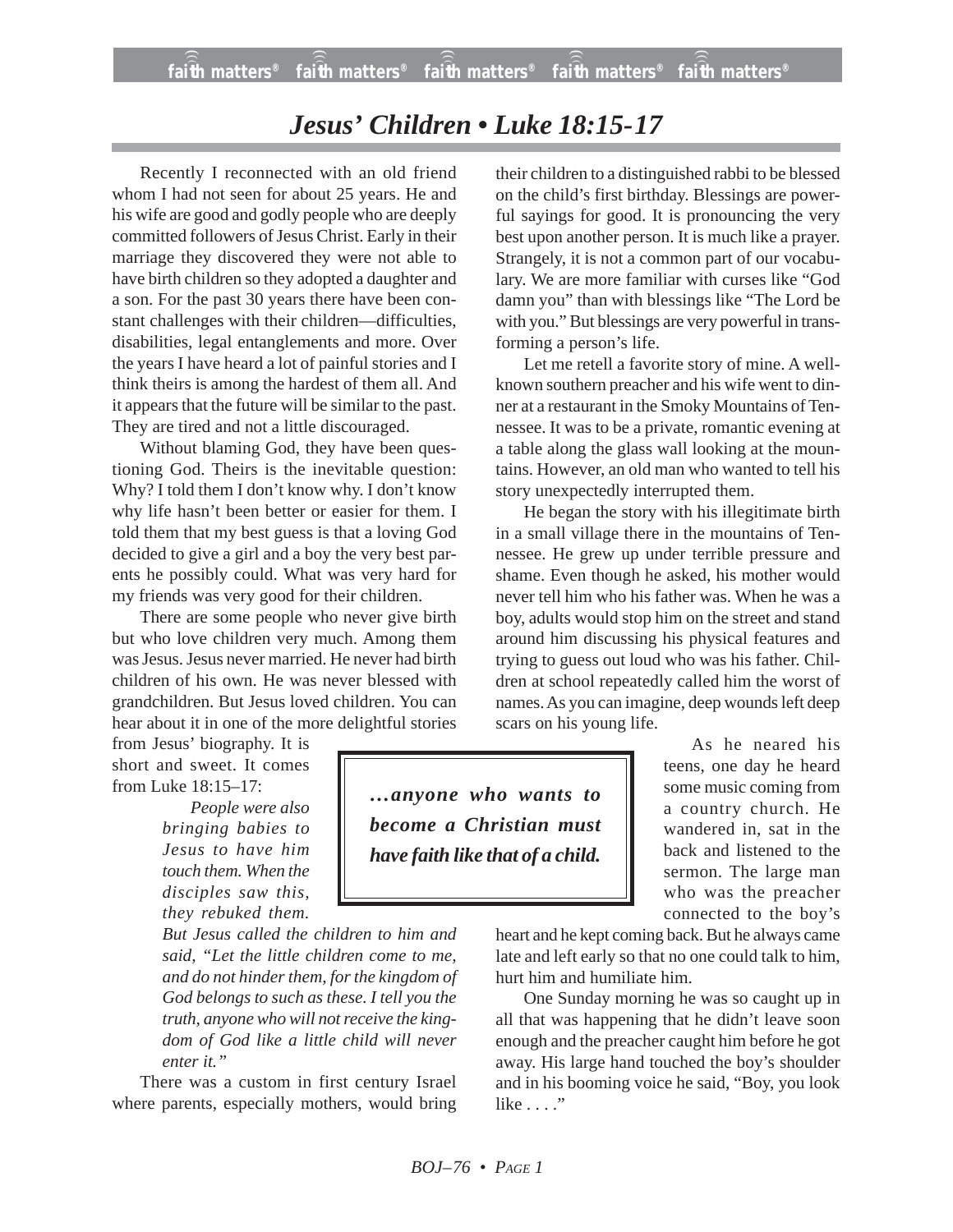# *Jesus' Children • Luke 18:15-17*

Recently I reconnected with an old friend whom I had not seen for about 25 years. He and his wife are good and godly people who are deeply committed followers of Jesus Christ. Early in their marriage they discovered they were not able to have birth children so they adopted a daughter and a son. For the past 30 years there have been constant challenges with their children—difficulties, disabilities, legal entanglements and more. Over the years I have heard a lot of painful stories and I think theirs is among the hardest of them all. And it appears that the future will be similar to the past. They are tired and not a little discouraged.

Without blaming God, they have been questioning God. Theirs is the inevitable question: Why? I told them I don't know why. I don't know why life hasn't been better or easier for them. I told them that my best guess is that a loving God decided to give a girl and a boy the very best parents he possibly could. What was very hard for my friends was very good for their children.

There are some people who never give birth but who love children very much. Among them was Jesus. Jesus never married. He never had birth children of his own. He was never blessed with grandchildren. But Jesus loved children. You can hear about it in one of the more delightful stories from Jesus' biography. It is short and sweet. It comes from Luke 18:15–17:

> *People were also bringing babies to Jesus to have him touch them. When the disciples saw this, they rebuked them. But Jesus called the children to him and said, "Let the little children come to me, and do not hinder them, for the kingdom of God belongs to such as these. I tell you the truth, anyone who will not receive the kingdom of God like a little child will never enter it."*

There was a custom in first century Israel where parents, especially mothers, would bring their children to a distinguished rabbi to be blessed on the child's first birthday. Blessings are powerful sayings for good. It is pronouncing the very best upon another person. It is much like a prayer. Strangely, it is not a common part of our vocabulary. We are more familiar with curses like "God damn you" than with blessings like "The Lord be with you." But blessings are very powerful in transforming a person's life.

Let me retell a favorite story of mine. A well-known southern preacher and his wife went to dinner at a restaurant in the Smoky Mountains of Tennessee. It was to be a private, romantic evening at a table along the glass wall looking at the mountains. However, an old man who wanted to tell his story unexpectedly interrupted them.

He began the story with his illegitimate birth in a small village there in the mountains of Tennessee. He grew up under terrible pressure and shame. Even though he asked, his mother would never tell him who his father was. When he was a boy, adults would stop him on the street and stand around him discussing his physical features and trying to guess out loud who was his father. Children at school repeatedly called him the worst of names. As you can imagine, deep wounds left deep scars on his young life.

> ***…anyone who wants to become a Christian must have faith like that of a child.***

As he neared his teens, one day he heard some music coming from a country church. He wandered in, sat in the back and listened to the sermon. The large man who was the preacher connected to the boy's heart and he kept coming back. But he always came late and left early so that no one could talk to him, hurt him and humiliate him.

One Sunday morning he was so caught up in all that was happening that he didn't leave soon enough and the preacher caught him before he got away. His large hand touched the boy's shoulder and in his booming voice he said, "Boy, you look like . . . ."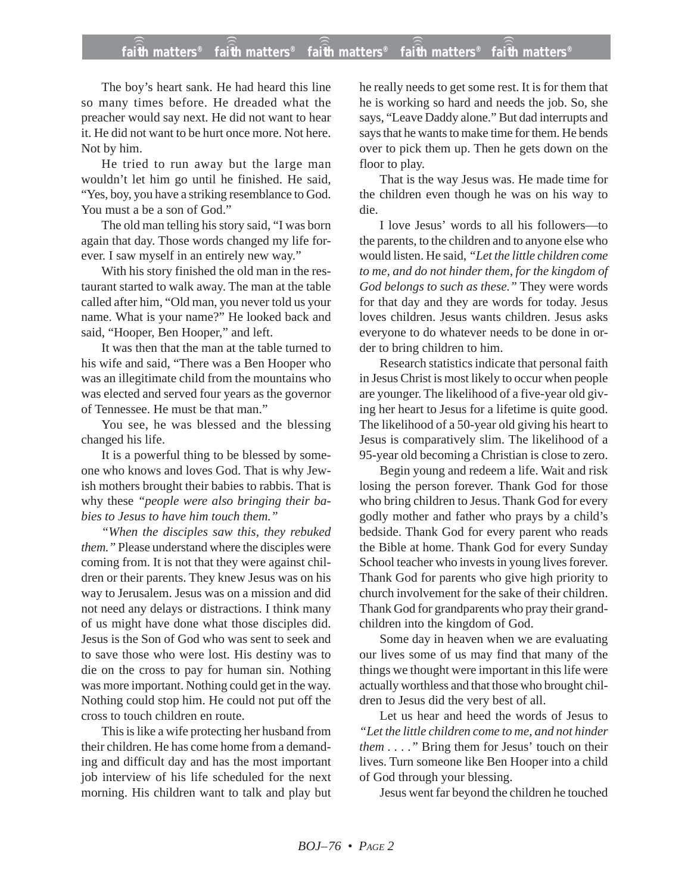The boy's heart sank. He had heard this line so many times before. He dreaded what the preacher would say next. He did not want to hear it. He did not want to be hurt once more. Not here. Not by him.

He tried to run away but the large man wouldn't let him go until he finished. He said, "Yes, boy, you have a striking resemblance to God. You must a be a son of God."

The old man telling his story said, "I was born again that day. Those words changed my life forever. I saw myself in an entirely new way."

With his story finished the old man in the restaurant started to walk away. The man at the table called after him, "Old man, you never told us your name. What is your name?" He looked back and said, "Hooper, Ben Hooper," and left.

It was then that the man at the table turned to his wife and said, "There was a Ben Hooper who was an illegitimate child from the mountains who was elected and served four years as the governor of Tennessee. He must be that man."

You see, he was blessed and the blessing changed his life.

It is a powerful thing to be blessed by someone who knows and loves God. That is why Jewish mothers brought their babies to rabbis. That is why these *"people were also bringing their babies to Jesus to have him touch them."*

*"When the disciples saw this, they rebuked them."* Please understand where the disciples were coming from. It is not that they were against children or their parents. They knew Jesus was on his way to Jerusalem. Jesus was on a mission and did not need any delays or distractions. I think many of us might have done what those disciples did. Jesus is the Son of God who was sent to seek and to save those who were lost. His destiny was to die on the cross to pay for human sin. Nothing was more important. Nothing could get in the way. Nothing could stop him. He could not put off the cross to touch children en route.

This is like a wife protecting her husband from their children. He has come home from a demanding and difficult day and has the most important job interview of his life scheduled for the next morning. His children want to talk and play but he really needs to get some rest. It is for them that he is working so hard and needs the job. So, she says, "Leave Daddy alone." But dad interrupts and says that he wants to make time for them. He bends over to pick them up. Then he gets down on the floor to play.

That is the way Jesus was. He made time for the children even though he was on his way to die.

I love Jesus' words to all his followers—to the parents, to the children and to anyone else who would listen. He said, *"Let the little children come to me, and do not hinder them, for the kingdom of God belongs to such as these."* They were words for that day and they are words for today. Jesus loves children. Jesus wants children. Jesus asks everyone to do whatever needs to be done in order to bring children to him.

Research statistics indicate that personal faith in Jesus Christ is most likely to occur when people are younger. The likelihood of a five-year old giving her heart to Jesus for a lifetime is quite good. The likelihood of a 50-year old giving his heart to Jesus is comparatively slim. The likelihood of a 95-year old becoming a Christian is close to zero.

Begin young and redeem a life. Wait and risk losing the person forever. Thank God for those who bring children to Jesus. Thank God for every godly mother and father who prays by a child's bedside. Thank God for every parent who reads the Bible at home. Thank God for every Sunday School teacher who invests in young lives forever. Thank God for parents who give high priority to church involvement for the sake of their children. Thank God for grandparents who pray their grandchildren into the kingdom of God.

Some day in heaven when we are evaluating our lives some of us may find that many of the things we thought were important in this life were actually worthless and that those who brought children to Jesus did the very best of all.

Let us hear and heed the words of Jesus to *"Let the little children come to me, and not hinder them . . . ."* Bring them for Jesus' touch on their lives. Turn someone like Ben Hooper into a child of God through your blessing.

Jesus went far beyond the children he touched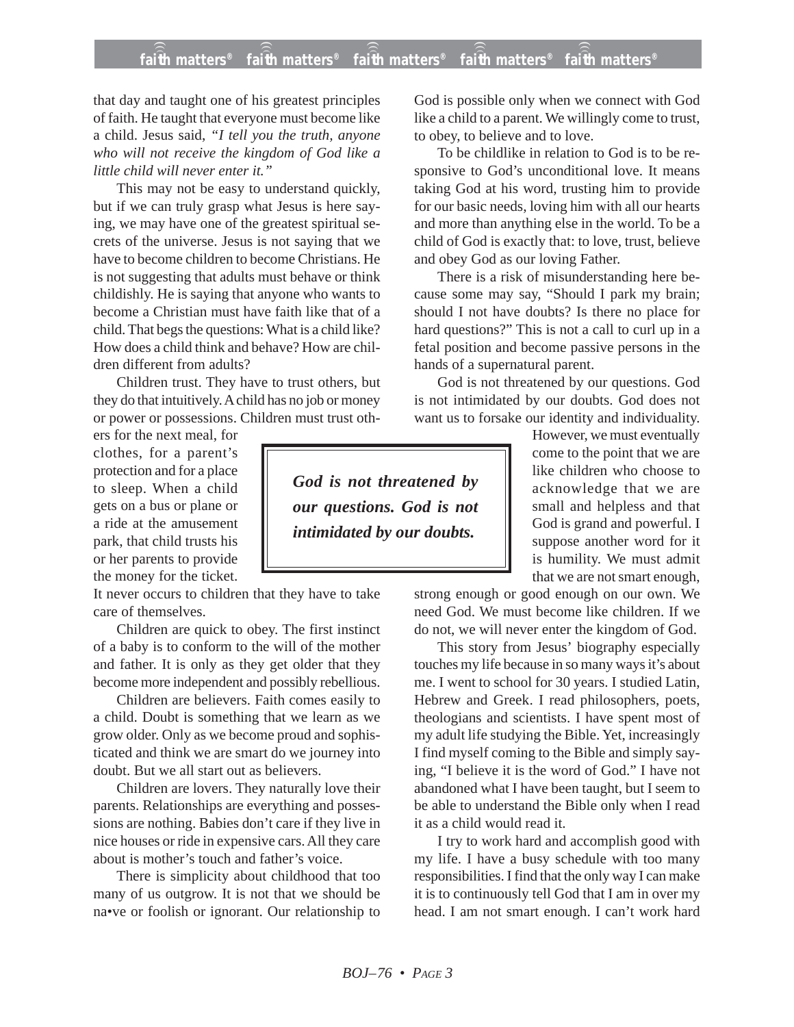that day and taught one of his greatest principles of faith. He taught that everyone must become like a child. Jesus said, *"I tell you the truth, anyone who will not receive the kingdom of God like a little child will never enter it."*

This may not be easy to understand quickly, but if we can truly grasp what Jesus is here saying, we may have one of the greatest spiritual secrets of the universe. Jesus is not saying that we have to become children to become Christians. He is not suggesting that adults must behave or think childishly. He is saying that anyone who wants to become a Christian must have faith like that of a child. That begs the questions: What is a child like? How does a child think and behave? How are children different from adults?

Children trust. They have to trust others, but they do that intuitively. A child has no job or money or power or possessions. Children must trust others for the next meal, for clothes, for a parent's protection and for a place to sleep. When a child gets on a bus or plane or a ride at the amusement park, that child trusts his or her parents to provide the money for the ticket. It never occurs to children that they have to take care of themselves.

Children are quick to obey. The first instinct of a baby is to conform to the will of the mother and father. It is only as they get older that they become more independent and possibly rebellious.

Children are believers. Faith comes easily to a child. Doubt is something that we learn as we grow older. Only as we become proud and sophisticated and think we are smart do we journey into doubt. But we all start out as believers.

Children are lovers. They naturally love their parents. Relationships are everything and possessions are nothing. Babies don't care if they live in nice houses or ride in expensive cars. All they care about is mother's touch and father's voice.

There is simplicity about childhood that too many of us outgrow. It is not that we should be na•ve or foolish or ignorant. Our relationship to God is possible only when we connect with God like a child to a parent. We willingly come to trust, to obey, to believe and to love.

To be childlike in relation to God is to be responsive to God's unconditional love. It means taking God at his word, trusting him to provide for our basic needs, loving him with all our hearts and more than anything else in the world. To be a child of God is exactly that: to love, trust, believe and obey God as our loving Father.

There is a risk of misunderstanding here because some may say, "Should I park my brain; should I not have doubts? Is there no place for hard questions?" This is not a call to curl up in a fetal position and become passive persons in the hands of a supernatural parent.

God is not threatened by our questions. God is not intimidated by our doubts. God does not want us to forsake our identity and individuality. However, we must eventually come to the point that we are like children who choose to acknowledge that we are small and helpless and that God is grand and powerful. I suppose another word for it is humility. We must admit that we are not smart enough, strong enough or good enough on our own. We need God. We must become like children. If we do not, we will never enter the kingdom of God.

> ***God is not threatened by our questions. God is not intimidated by our doubts.***

This story from Jesus' biography especially touches my life because in so many ways it's about me. I went to school for 30 years. I studied Latin, Hebrew and Greek. I read philosophers, poets, theologians and scientists. I have spent most of my adult life studying the Bible. Yet, increasingly I find myself coming to the Bible and simply saying, "I believe it is the word of God." I have not abandoned what I have been taught, but I seem to be able to understand the Bible only when I read it as a child would read it.

I try to work hard and accomplish good with my life. I have a busy schedule with too many responsibilities. I find that the only way I can make it is to continuously tell God that I am in over my head. I am not smart enough. I can't work hard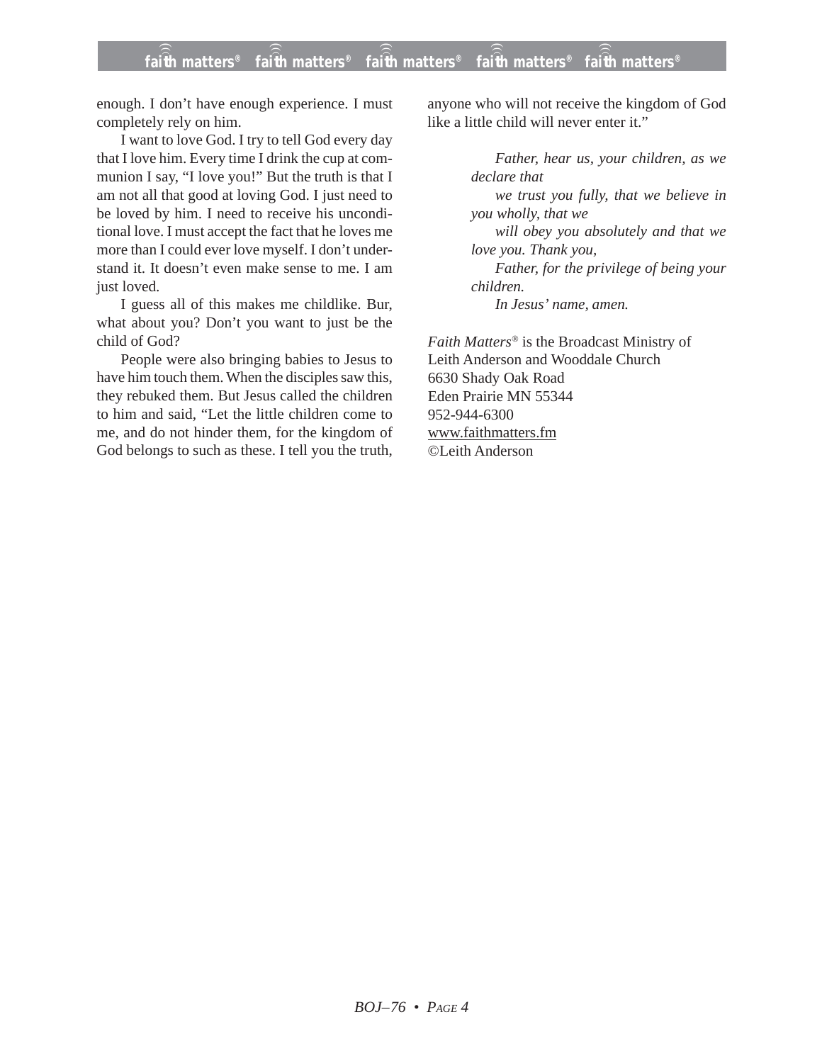enough. I don't have enough experience. I must completely rely on him.

I want to love God. I try to tell God every day that I love him. Every time I drink the cup at communion I say, "I love you!" But the truth is that I am not all that good at loving God. I just need to be loved by him. I need to receive his unconditional love. I must accept the fact that he loves me more than I could ever love myself. I don't understand it. It doesn't even make sense to me. I am just loved.

I guess all of this makes me childlike. Bur, what about you? Don't you want to just be the child of God?

People were also bringing babies to Jesus to have him touch them. When the disciples saw this, they rebuked them. But Jesus called the children to him and said, "Let the little children come to me, and do not hinder them, for the kingdom of God belongs to such as these. I tell you the truth, anyone who will not receive the kingdom of God like a little child will never enter it."

> *Father, hear us, your children, as we declare that*
> *we trust you fully, that we believe in you wholly, that we*
> *will obey you absolutely and that we love you. Thank you,*
> *Father, for the privilege of being your children.*
> *In Jesus' name, amen.*

*Faith Matters®* is the Broadcast Ministry of
Leith Anderson and Wooddale Church
6630 Shady Oak Road
Eden Prairie MN 55344
952-944-6300
www.faithmatters.fm
©Leith Anderson